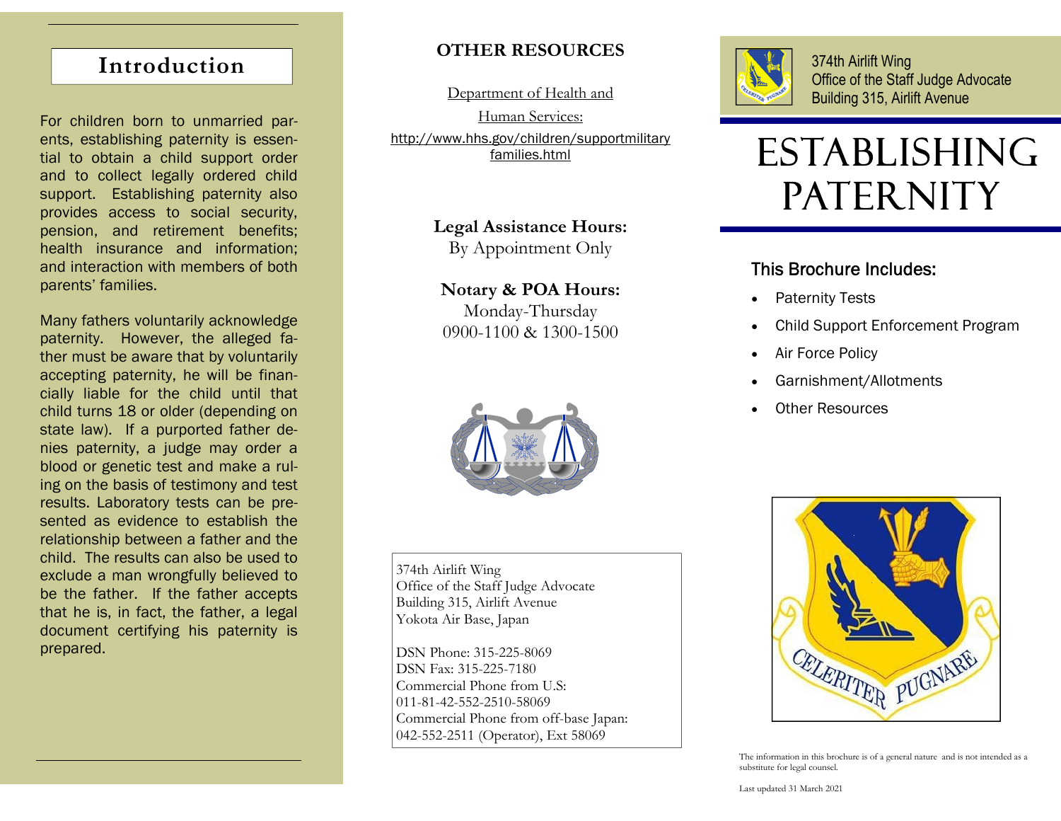## Introduction

For children born to unmarried parents, establishing paternity is essential to obtain a child support order and to collect legally ordered child support. Establishing paternity also provides access to social security, pension, and retirement benefits; health insurance and information; and interaction with members of both parents' families.

Many fathers voluntarily acknowledge paternity. However, the alleged father must be aware that by voluntarily accepting paternity, he will be financially liable for the child until that child turns 18 or older (depending on state law). If a purported father denies paternity, a judge may order a blood or genetic test and make a ruling on the basis of testimony and test results. Laboratory tests can be presented as evidence to establish the relationship between a father and the child. The results can also be used to exclude a man wrongfully believed to be the father. If the father accepts that he is, in fact, the father, a legal document certifying his paternity is prepared.

## OTHER RESOURCES

Department of Health and Human Services:
http://www.hhs.gov/children/supportmilitaryfamilies.html

**Legal Assistance Hours:**
By Appointment Only

**Notary & POA Hours:**
Monday-Thursday
0900-1100 & 1300-1500

374th Airlift Wing
Office of the Staff Judge Advocate
Building 315, Airlift Avenue
Yokota Air Base, Japan

DSN Phone: 315-225-8069
DSN Fax: 315-225-7180
Commercial Phone from U.S:
011-81-42-552-2510-58069
Commercial Phone from off-base Japan:
042-552-2511 (Operator), Ext 58069

374th Airlift Wing
Office of the Staff Judge Advocate
Building 315, Airlift Avenue

# ESTABLISHING PATERNITY

### This Brochure Includes:

- Paternity Tests
- Child Support Enforcement Program
- Air Force Policy
- Garnishment/Allotments
- Other Resources

CELERITER PUGNARE

The information in this brochure is of a general nature and is not intended as a substitute for legal counsel.

Last updated 31 March 2021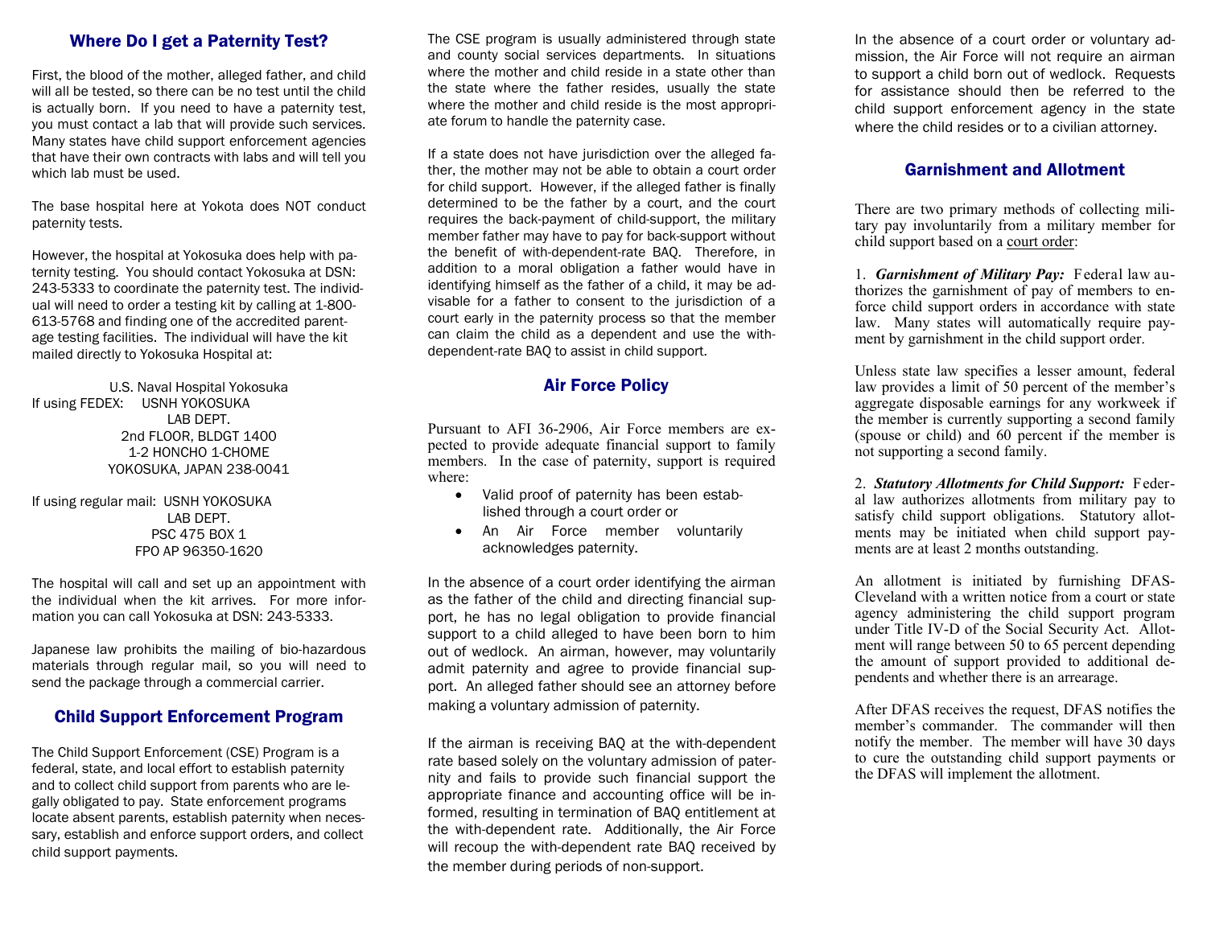## Where Do I get a Paternity Test?

First, the blood of the mother, alleged father, and child will all be tested, so there can be no test until the child is actually born. If you need to have a paternity test, you must contact a lab that will provide such services. Many states have child support enforcement agencies that have their own contracts with labs and will tell you which lab must be used.

The base hospital here at Yokota does NOT conduct paternity tests.

However, the hospital at Yokosuka does help with paternity testing. You should contact Yokosuka at DSN: 243-5333 to coordinate the paternity test. The individual will need to order a testing kit by calling at 1-800-613-5768 and finding one of the accredited parentage testing facilities. The individual will have the kit mailed directly to Yokosuka Hospital at:

U.S. Naval Hospital Yokosuka
If using FEDEX: USNH YOKOSUKA
LAB DEPT.
2nd FLOOR, BLDGT 1400
1-2 HONCHO 1-CHOME
YOKOSUKA, JAPAN 238-0041

If using regular mail: USNH YOKOSUKA
LAB DEPT.
PSC 475 BOX 1
FPO AP 96350-1620

The hospital will call and set up an appointment with the individual when the kit arrives. For more information you can call Yokosuka at DSN: 243-5333.

Japanese law prohibits the mailing of bio-hazardous materials through regular mail, so you will need to send the package through a commercial carrier.

## Child Support Enforcement Program

The Child Support Enforcement (CSE) Program is a federal, state, and local effort to establish paternity and to collect child support from parents who are legally obligated to pay. State enforcement programs locate absent parents, establish paternity when necessary, establish and enforce support orders, and collect child support payments.

The CSE program is usually administered through state and county social services departments. In situations where the mother and child reside in a state other than the state where the father resides, usually the state where the mother and child reside is the most appropriate forum to handle the paternity case.

If a state does not have jurisdiction over the alleged father, the mother may not be able to obtain a court order for child support. However, if the alleged father is finally determined to be the father by a court, and the court requires the back-payment of child-support, the military member father may have to pay for back-support without the benefit of with-dependent-rate BAQ. Therefore, in addition to a moral obligation a father would have in identifying himself as the father of a child, it may be advisable for a father to consent to the jurisdiction of a court early in the paternity process so that the member can claim the child as a dependent and use the with-dependent-rate BAQ to assist in child support.

## Air Force Policy

Pursuant to AFI 36-2906, Air Force members are expected to provide adequate financial support to family members. In the case of paternity, support is required where:

- Valid proof of paternity has been established through a court order or
- An Air Force member voluntarily acknowledges paternity.

In the absence of a court order identifying the airman as the father of the child and directing financial support, he has no legal obligation to provide financial support to a child alleged to have been born to him out of wedlock. An airman, however, may voluntarily admit paternity and agree to provide financial support. An alleged father should see an attorney before making a voluntary admission of paternity.

If the airman is receiving BAQ at the with-dependent rate based solely on the voluntary admission of paternity and fails to provide such financial support the appropriate finance and accounting office will be informed, resulting in termination of BAQ entitlement at the with-dependent rate. Additionally, the Air Force will recoup the with-dependent rate BAQ received by the member during periods of non-support.

In the absence of a court order or voluntary admission, the Air Force will not require an airman to support a child born out of wedlock. Requests for assistance should then be referred to the child support enforcement agency in the state where the child resides or to a civilian attorney.

## Garnishment and Allotment

There are two primary methods of collecting military pay involuntarily from a military member for child support based on a court order:

1. ***Garnishment of Military Pay:*** Federal law authorizes the garnishment of pay of members to enforce child support orders in accordance with state law. Many states will automatically require payment by garnishment in the child support order.

Unless state law specifies a lesser amount, federal law provides a limit of 50 percent of the member's aggregate disposable earnings for any workweek if the member is currently supporting a second family (spouse or child) and 60 percent if the member is not supporting a second family.

2. ***Statutory Allotments for Child Support:*** Federal law authorizes allotments from military pay to satisfy child support obligations. Statutory allotments may be initiated when child support payments are at least 2 months outstanding.

An allotment is initiated by furnishing DFAS-Cleveland with a written notice from a court or state agency administering the child support program under Title IV-D of the Social Security Act. Allotment will range between 50 to 65 percent depending the amount of support provided to additional dependents and whether there is an arrearage.

After DFAS receives the request, DFAS notifies the member's commander. The commander will then notify the member. The member will have 30 days to cure the outstanding child support payments or the DFAS will implement the allotment.